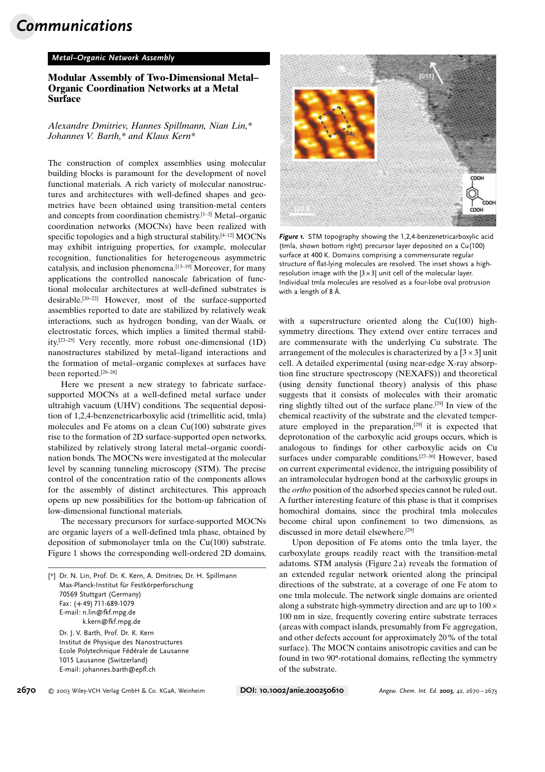Metal–Organic Network Assembly

# Modular Assembly of Two-Dimensional Metal–Organic Coordination Networks at a Metal Surface

*Alexandre Dmitriev, Hannes Spillmann, Nian Lin,\* Johannes V. Barth,\* and Klaus Kern\**

The construction of complex assemblies using molecular building blocks is paramount for the development of novel functional materials. A rich variety of molecular nanostructures and architectures with well-defined shapes and geometries have been obtained using transition-metal centers and concepts from coordination chemistry.[1–3] Metal–organic coordination networks (MOCNs) have been realized with specific topologies and a high structural stability.[4–12] MOCNs may exhibit intriguing properties, for example, molecular recognition, functionalities for heterogeneous asymmetric catalysis, and inclusion phenomena.[13–19] Moreover, for many applications the controlled nanoscale fabrication of functional molecular architectures at well-defined substrates is desirable.[20–22] However, most of the surface-supported assemblies reported to date are stabilized by relatively weak interactions, such as hydrogen bonding, van der Waals, or electrostatic forces, which implies a limited thermal stability.[23–25] Very recently, more robust one-dimensional (1D) nanostructures stabilized by metal–ligand interactions and the formation of metal–organic complexes at surfaces have been reported.[26–28]

Here we present a new strategy to fabricate surface-supported MOCNs at a well-defined metal surface under ultrahigh vacuum (UHV) conditions. The sequential deposition of 1,2,4-benzenetricarboxylic acid (trimellitic acid, tmla) molecules and Fe atoms on a clean Cu(100) substrate gives rise to the formation of 2D surface-supported open networks, stabilized by relatively strong lateral metal–organic coordination bonds. The MOCNs were investigated at the molecular level by scanning tunneling microscopy (STM). The precise control of the concentration ratio of the components allows for the assembly of distinct architectures. This approach opens up new possibilities for the bottom-up fabrication of low-dimensional functional materials.

The necessary precursors for surface-supported MOCNs are organic layers of a well-defined tmla phase, obtained by deposition of submonolayer tmla on the Cu(100) substrate. Figure 1 shows the corresponding well-ordered 2D domains, with a superstructure oriented along the Cu(100) high-symmetry directions. They extend over entire terraces and are commensurate with the underlying Cu substrate. The arrangement of the molecules is characterized by a $[3\times3]$ unit cell. A detailed experimental (using near-edge X-ray absorption fine structure spectroscopy (NEXAFS)) and theoretical (using density functional theory) analysis of this phase suggests that it consists of molecules with their aromatic ring slightly tilted out of the surface plane.[29] In view of the chemical reactivity of the substrate and the elevated temperature employed in the preparation,[29] it is expected that deprotonation of the carboxylic acid groups occurs, which is analogous to findings for other carboxylic acids on Cu surfaces under comparable conditions.[27–30] However, based on current experimental evidence, the intriguing possibility of an intramolecular hydrogen bond at the carboxylic groups in the *ortho* position of the adsorbed species cannot be ruled out. A further interesting feature of this phase is that it comprises homochiral domains, since the prochiral tmla molecules become chiral upon confinement to two dimensions, as discussed in more detail elsewhere.[29]

*Figure 1.* STM topography showing the 1,2,4-benzenetricarboxylic acid (tmla, shown bottom right) precursor layer deposited on a Cu(100) surface at 400 K. Domains comprising a commensurate regular structure of flat-lying molecules are resolved. The inset shows a high-resolution image with the $[3\times3]$ unit cell of the molecular layer. Individual tmla molecules are resolved as a four-lobe oval protrusion with a length of 8 Å.

Upon deposition of Fe atoms onto the tmla layer, the carboxylate groups readily react with the transition-metal adatoms. STM analysis (Figure 2a) reveals the formation of an extended regular network oriented along the principal directions of the substrate, at a coverage of one Fe atom to one tmla molecule. The network single domains are oriented along a substrate high-symmetry direction and are up to $100\times100$ nm in size, frequently covering entire substrate terraces (areas with compact islands, presumably from Fe aggregation, and other defects account for approximately 20% of the total surface). The MOCN contains anisotropic cavities and can be found in two 90°-rotational domains, reflecting the symmetry of the substrate.

[\*] Dr. N. Lin, Prof. Dr. K. Kern, A. Dmitriev, Dr. H. Spillmann
Max-Planck-Institut für Festkörperforschung
70569 Stuttgart (Germany)
Fax: (+49) 711-689-1079
E-mail: n.lin@fkf.mpg.de
k.kern@fkf.mpg.de

Dr. J. V. Barth, Prof. Dr. K. Kern
Institut de Physique des Nanostructures
Ecole Polytechnique Fédérale de Lausanne
1015 Lausanne (Switzerland)
E-mail: johannes.barth@epfl.ch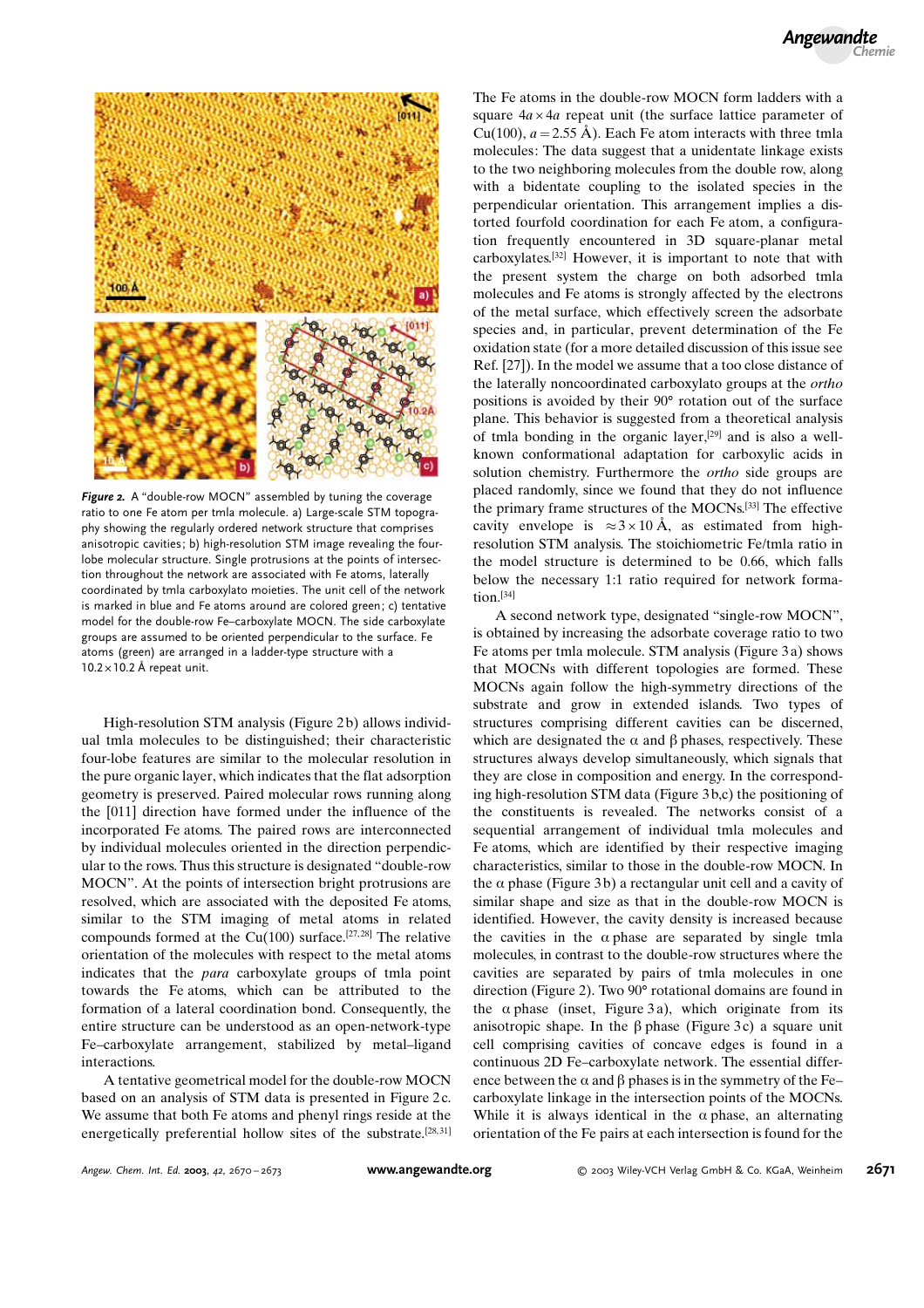**Figure 2.** A "double-row MOCN" assembled by tuning the coverage ratio to one Fe atom per tmla molecule. a) Large-scale STM topography showing the regularly ordered network structure that comprises anisotropic cavities; b) high-resolution STM image revealing the four-lobe molecular structure. Single protrusions at the points of intersection throughout the network are associated with Fe atoms, laterally coordinated by tmla carboxylato moieties. The unit cell of the network is marked in blue and Fe atoms around are colored green; c) tentative model for the double-row Fe–carboxylate MOCN. The side carboxylate groups are assumed to be oriented perpendicular to the surface. Fe atoms (green) are arranged in a ladder-type structure with a $10.2\times10.2$ Å repeat unit.

High-resolution STM analysis (Figure 2b) allows individual tmla molecules to be distinguished; their characteristic four-lobe features are similar to the molecular resolution in the pure organic layer, which indicates that the flat adsorption geometry is preserved. Paired molecular rows running along the [011] direction have formed under the influence of the incorporated Fe atoms. The paired rows are interconnected by individual molecules oriented in the direction perpendicular to the rows. Thus this structure is designated "double-row MOCN". At the points of intersection bright protrusions are resolved, which are associated with the deposited Fe atoms, similar to the STM imaging of metal atoms in related compounds formed at the Cu(100) surface.[27,28] The relative orientation of the molecules with respect to the metal atoms indicates that the *para* carboxylate groups of tmla point towards the Fe atoms, which can be attributed to the formation of a lateral coordination bond. Consequently, the entire structure can be understood as an open-network-type Fe–carboxylate arrangement, stabilized by metal–ligand interactions.

A tentative geometrical model for the double-row MOCN based on an analysis of STM data is presented in Figure 2c. We assume that both Fe atoms and phenyl rings reside at the energetically preferential hollow sites of the substrate.[28,31] The Fe atoms in the double-row MOCN form ladders with a square $4a\times4a$ repeat unit (the surface lattice parameter of Cu(100), $a = 2.55$ Å). Each Fe atom interacts with three tmla molecules: The data suggest that a unidentate linkage exists to the two neighboring molecules from the double row, along with a bidentate coupling to the isolated species in the perpendicular orientation. This arrangement implies a distorted fourfold coordination for each Fe atom, a configuration frequently encountered in 3D square-planar metal carboxylates.[32] However, it is important to note that with the present system the charge on both adsorbed tmla molecules and Fe atoms is strongly affected by the electrons of the metal surface, which effectively screen the adsorbate species and, in particular, prevent determination of the Fe oxidation state (for a more detailed discussion of this issue see Ref. [27]). In the model we assume that a too close distance of the laterally noncoordinated carboxylato groups at the *ortho* positions is avoided by their 90° rotation out of the surface plane. This behavior is suggested from a theoretical analysis of tmla bonding in the organic layer,[29] and is also a well-known conformational adaptation for carboxylic acids in solution chemistry. Furthermore the *ortho* side groups are placed randomly, since we found that they do not influence the primary frame structures of the MOCNs.[33] The effective cavity envelope is $\approx 3\times10$ Å, as estimated from high-resolution STM analysis. The stoichiometric Fe/tmla ratio in the model structure is determined to be 0.66, which falls below the necessary 1:1 ratio required for network formation.[34]

A second network type, designated "single-row MOCN", is obtained by increasing the adsorbate coverage ratio to two Fe atoms per tmla molecule. STM analysis (Figure 3a) shows that MOCNs with different topologies are formed. These MOCNs again follow the high-symmetry directions of the substrate and grow in extended islands. Two types of structures comprising different cavities can be discerned, which are designated the α and β phases, respectively. These structures always develop simultaneously, which signals that they are close in composition and energy. In the corresponding high-resolution STM data (Figure 3b,c) the positioning of the constituents is revealed. The networks consist of a sequential arrangement of individual tmla molecules and Fe atoms, which are identified by their respective imaging characteristics, similar to those in the double-row MOCN. In the α phase (Figure 3b) a rectangular unit cell and a cavity of similar shape and size as that in the double-row MOCN is identified. However, the cavity density is increased because the cavities in the α phase are separated by single tmla molecules, in contrast to the double-row structures where the cavities are separated by pairs of tmla molecules in one direction (Figure 2). Two 90° rotational domains are found in the α phase (inset, Figure 3a), which originate from its anisotropic shape. In the β phase (Figure 3c) a square unit cell comprising cavities of concave edges is found in a continuous 2D Fe–carboxylate network. The essential difference between the α and β phases is in the symmetry of the Fe–carboxylate linkage in the intersection points of the MOCNs. While it is always identical in the α phase, an alternating orientation of the Fe pairs at each intersection is found for the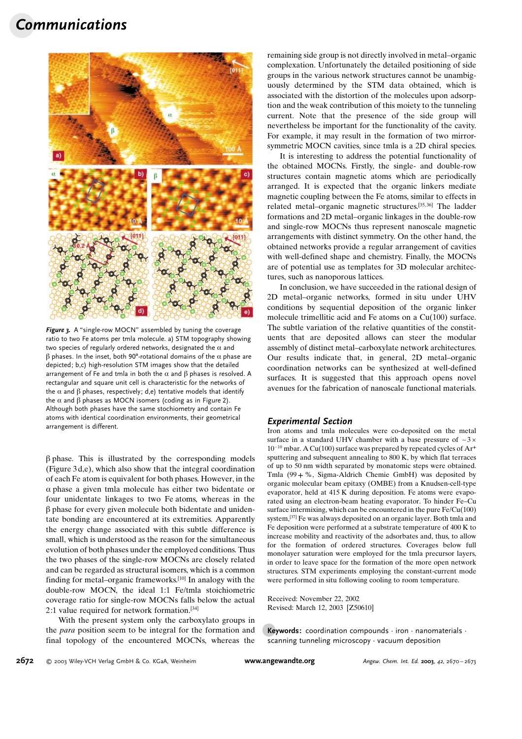*Figure 3.* A "single-row MOCN" assembled by tuning the coverage ratio to two Fe atoms per tmla molecule. a) STM topography showing two species of regularly ordered networks, designated the α and β phases. In the inset, both 90°-rotational domains of the α phase are depicted; b,c) high-resolution STM images show that the detailed arrangement of Fe and tmla in both the α and β phases is resolved. A rectangular and square unit cell is characteristic for the networks of the α and β phases, respectively; d,e) tentative models that identify the α and β phases as MOCN isomers (coding as in Figure 2). Although both phases have the same stochiometry and contain Fe atoms with identical coordination environments, their geometrical arrangement is different.

β phase. This is illustrated by the corresponding models (Figure 3d,e), which also show that the integral coordination of each Fe atom is equivalent for both phases. However, in the α phase a given tmla molecule has either two bidentate or four unidentate linkages to two Fe atoms, whereas in the β phase for every given molecule both bidentate and unidentate bonding are encountered at its extremities. Apparently the energy change associated with this subtle difference is small, which is understood as the reason for the simultaneous evolution of both phases under the employed conditions. Thus the two phases of the single-row MOCNs are closely related and can be regarded as structural isomers, which is a common finding for metal–organic frameworks.[10] In analogy with the double-row MOCN, the ideal 1:1 Fe/tmla stoichiometric coverage ratio for single-row MOCNs falls below the actual 2:1 value required for network formation.[34]

With the present system only the carboxylato groups in the *para* position seem to be integral for the formation and final topology of the encountered MOCNs, whereas the remaining side group is not directly involved in metal–organic complexation. Unfortunately the detailed positioning of side groups in the various network structures cannot be unambiguously determined by the STM data obtained, which is associated with the distortion of the molecules upon adsorption and the weak contribution of this moiety to the tunneling current. Note that the presence of the side group will nevertheless be important for the functionality of the cavity. For example, it may result in the formation of two mirror-symmetric MOCN cavities, since tmla is a 2D chiral species.

It is interesting to address the potential functionality of the obtained MOCNs. Firstly, the single- and double-row structures contain magnetic atoms which are periodically arranged. It is expected that the organic linkers mediate magnetic coupling between the Fe atoms, similar to effects in related metal–organic magnetic structures.[35,36] The ladder formations and 2D metal–organic linkages in the double-row and single-row MOCNs thus represent nanoscale magnetic arrangements with distinct symmetry. On the other hand, the obtained networks provide a regular arrangement of cavities with well-defined shape and chemistry. Finally, the MOCNs are of potential use as templates for 3D molecular architectures, such as nanoporous lattices.

In conclusion, we have succeeded in the rational design of 2D metal–organic networks, formed in situ under UHV conditions by sequential deposition of the organic linker molecule trimellitic acid and Fe atoms on a Cu(100) surface. The subtle variation of the relative quantities of the constituents that are deposited allows can steer the modular assembly of distinct metal–carboxylate network architectures. Our results indicate that, in general, 2D metal–organic coordination networks can be synthesized at well-defined surfaces. It is suggested that this approach opens novel avenues for the fabrication of nanoscale functional materials.

## Experimental Section

Iron atoms and tmla molecules were co-deposited on the metal surface in a standard UHV chamber with a base pressure of $\sim 3 \times 10^{-10}$ mbar. A Cu(100) surface was prepared by repeated cycles of $Ar^+$ sputtering and subsequent annealing to 800 K, by which flat terraces of up to 50 nm width separated by monatomic steps were obtained. Tmla (99+%, Sigma-Aldrich Chemie GmbH) was deposited by organic molecular beam epitaxy (OMBE) from a Knudsen-cell-type evaporator, held at 415 K during deposition. Fe atoms were evaporated using an electron-beam heating evaporator. To hinder Fe–Cu surface intermixing, which can be encountered in the pure Fe/Cu(100) system,[37] Fe was always deposited on an organic layer. Both tmla and Fe deposition were performed at a substrate temperature of 400 K to increase mobility and reactivity of the adsorbates and, thus, to allow for the formation of ordered structures. Coverages below full monolayer saturation were employed for the tmla precursor layers, in order to leave space for the formation of the more open network structures. STM experiments employing the constant-current mode were performed in situ following cooling to room temperature.

Received: November 22, 2002
Revised: March 12, 2003 [Z50610]

**Keywords:** coordination compounds · iron · nanomaterials · scanning tunneling microscopy · vacuum deposition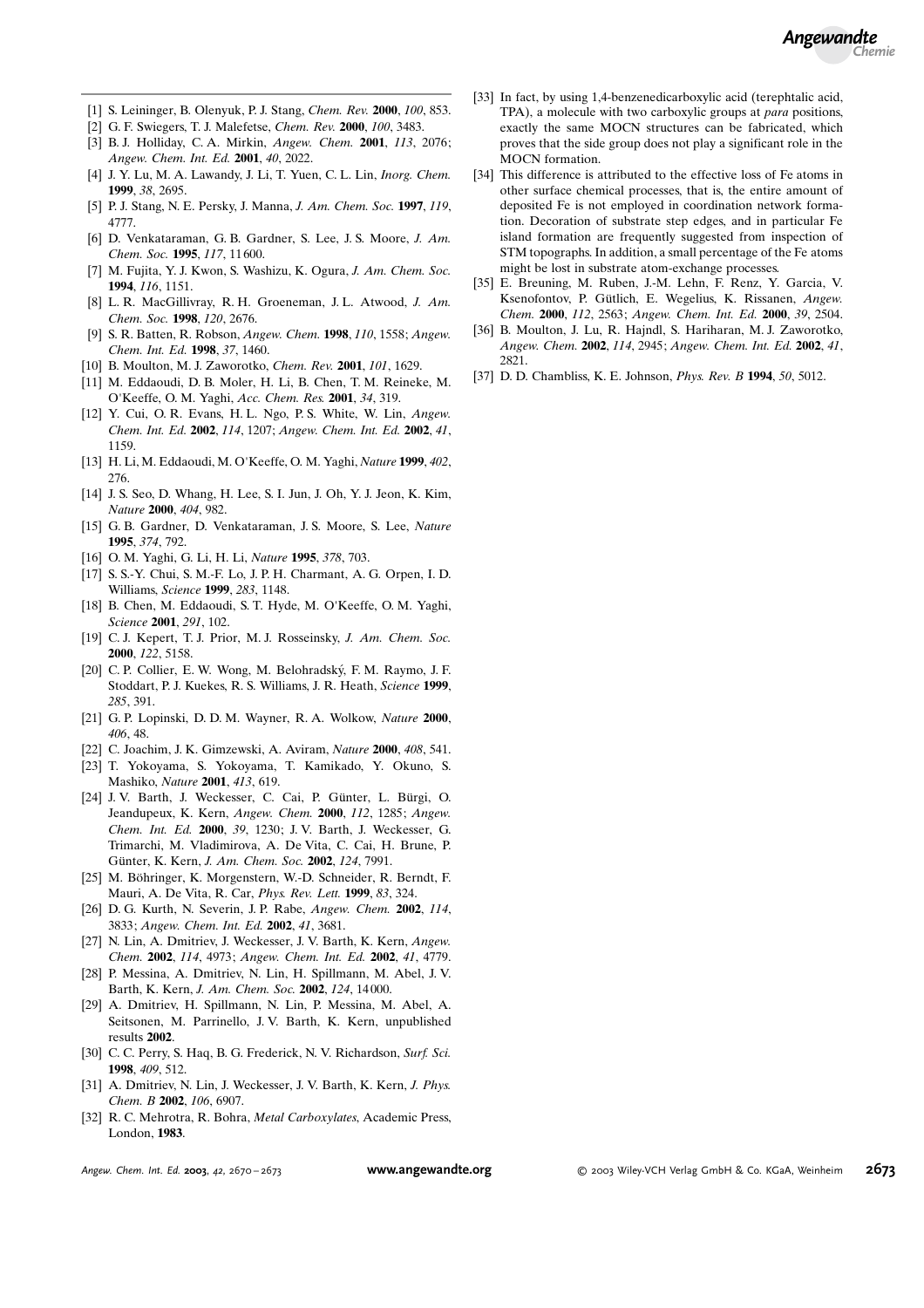[1] S. Leininger, B. Olenyuk, P. J. Stang, *Chem. Rev.* **2000**, *100*, 853.

[2] G. F. Swiegers, T. J. Malefetse, *Chem. Rev.* **2000**, *100*, 3483.

[3] B. J. Holliday, C. A. Mirkin, *Angew. Chem.* **2001**, *113*, 2076; *Angew. Chem. Int. Ed.* **2001**, *40*, 2022.

[4] J. Y. Lu, M. A. Lawandy, J. Li, T. Yuen, C. L. Lin, *Inorg. Chem.* **1999**, *38*, 2695.

[5] P. J. Stang, N. E. Persky, J. Manna, *J. Am. Chem. Soc.* **1997**, *119*, 4777.

[6] D. Venkataraman, G. B. Gardner, S. Lee, J. S. Moore, *J. Am. Chem. Soc.* **1995**, *117*, 11 600.

[7] M. Fujita, Y. J. Kwon, S. Washizu, K. Ogura, *J. Am. Chem. Soc.* **1994**, *116*, 1151.

[8] L. R. MacGillivray, R. H. Groeneman, J. L. Atwood, *J. Am. Chem. Soc.* **1998**, *120*, 2676.

[9] S. R. Batten, R. Robson, *Angew. Chem.* **1998**, *110*, 1558; *Angew. Chem. Int. Ed.* **1998**, *37*, 1460.

[10] B. Moulton, M. J. Zaworotko, *Chem. Rev.* **2001**, *101*, 1629.

[11] M. Eddaoudi, D. B. Moler, H. Li, B. Chen, T. M. Reineke, M. O'Keeffe, O. M. Yaghi, *Acc. Chem. Res.* **2001**, *34*, 319.

[12] Y. Cui, O. R. Evans, H. L. Ngo, P. S. White, W. Lin, *Angew. Chem. Int. Ed.* **2002**, *114*, 1207; *Angew. Chem. Int. Ed.* **2002**, *41*, 1159.

[13] H. Li, M. Eddaoudi, M. O'Keeffe, O. M. Yaghi, *Nature* **1999**, *402*, 276.

[14] J. S. Seo, D. Whang, H. Lee, S. I. Jun, J. Oh, Y. J. Jeon, K. Kim, *Nature* **2000**, *404*, 982.

[15] G. B. Gardner, D. Venkataraman, J. S. Moore, S. Lee, *Nature* **1995**, *374*, 792.

[16] O. M. Yaghi, G. Li, H. Li, *Nature* **1995**, *378*, 703.

[17] S. S.-Y. Chui, S. M.-F. Lo, J. P. H. Charmant, A. G. Orpen, I. D. Williams, *Science* **1999**, *283*, 1148.

[18] B. Chen, M. Eddaoudi, S. T. Hyde, M. O'Keeffe, O. M. Yaghi, *Science* **2001**, *291*, 102.

[19] C. J. Kepert, T. J. Prior, M. J. Rosseinsky, *J. Am. Chem. Soc.* **2000**, *122*, 5158.

[20] C. P. Collier, E. W. Wong, M. Belohradský, F. M. Raymo, J. F. Stoddart, P. J. Kuekes, R. S. Williams, J. R. Heath, *Science* **1999**, *285*, 391.

[21] G. P. Lopinski, D. D. M. Wayner, R. A. Wolkow, *Nature* **2000**, *406*, 48.

[22] C. Joachim, J. K. Gimzewski, A. Aviram, *Nature* **2000**, *408*, 541.

[23] T. Yokoyama, S. Yokoyama, T. Kamikado, Y. Okuno, S. Mashiko, *Nature* **2001**, *413*, 619.

[24] J. V. Barth, J. Weckesser, C. Cai, P. Günter, L. Bürgi, O. Jeandupeux, K. Kern, *Angew. Chem.* **2000**, *112*, 1285; *Angew. Chem. Int. Ed.* **2000**, *39*, 1230; J. V. Barth, J. Weckesser, G. Trimarchi, M. Vladimirova, A. De Vita, C. Cai, H. Brune, P. Günter, K. Kern, *J. Am. Chem. Soc.* **2002**, *124*, 7991.

[25] M. Böhringer, K. Morgenstern, W.-D. Schneider, R. Berndt, F. Mauri, A. De Vita, R. Car, *Phys. Rev. Lett.* **1999**, *83*, 324.

[26] D. G. Kurth, N. Severin, J. P. Rabe, *Angew. Chem.* **2002**, *114*, 3833; *Angew. Chem. Int. Ed.* **2002**, *41*, 3681.

[27] N. Lin, A. Dmitriev, J. Weckesser, J. V. Barth, K. Kern, *Angew. Chem.* **2002**, *114*, 4973; *Angew. Chem. Int. Ed.* **2002**, *41*, 4779.

[28] P. Messina, A. Dmitriev, N. Lin, H. Spillmann, M. Abel, J. V. Barth, K. Kern, *J. Am. Chem. Soc.* **2002**, *124*, 14 000.

[29] A. Dmitriev, H. Spillmann, N. Lin, P. Messina, M. Abel, A. Seitsonen, M. Parrinello, J. V. Barth, K. Kern, unpublished results **2002**.

[30] C. C. Perry, S. Haq, B. G. Frederick, N. V. Richardson, *Surf. Sci.* **1998**, *409*, 512.

[31] A. Dmitriev, N. Lin, J. Weckesser, J. V. Barth, K. Kern, *J. Phys. Chem. B* **2002**, *106*, 6907.

[32] R. C. Mehrotra, R. Bohra, *Metal Carboxylates*, Academic Press, London, **1983**.

[33] In fact, by using 1,4-benzenedicarboxylic acid (terephtalic acid, TPA), a molecule with two carboxylic groups at *para* positions, exactly the same MOCN structures can be fabricated, which proves that the side group does not play a significant role in the MOCN formation.

[34] This difference is attributed to the effective loss of Fe atoms in other surface chemical processes, that is, the entire amount of deposited Fe is not employed in coordination network formation. Decoration of substrate step edges, and in particular Fe island formation are frequently suggested from inspection of STM topographs. In addition, a small percentage of the Fe atoms might be lost in substrate atom-exchange processes.

[35] E. Breuning, M. Ruben, J.-M. Lehn, F. Renz, Y. Garcia, V. Ksenofontov, P. Gütlich, E. Wegelius, K. Rissanen, *Angew. Chem.* **2000**, *112*, 2563; *Angew. Chem. Int. Ed.* **2000**, *39*, 2504.

[36] B. Moulton, J. Lu, R. Hajndl, S. Hariharan, M. J. Zaworotko, *Angew. Chem.* **2002**, *114*, 2945; *Angew. Chem. Int. Ed.* **2002**, *41*, 2821.

[37] D. D. Chambliss, K. E. Johnson, *Phys. Rev. B* **1994**, *50*, 5012.